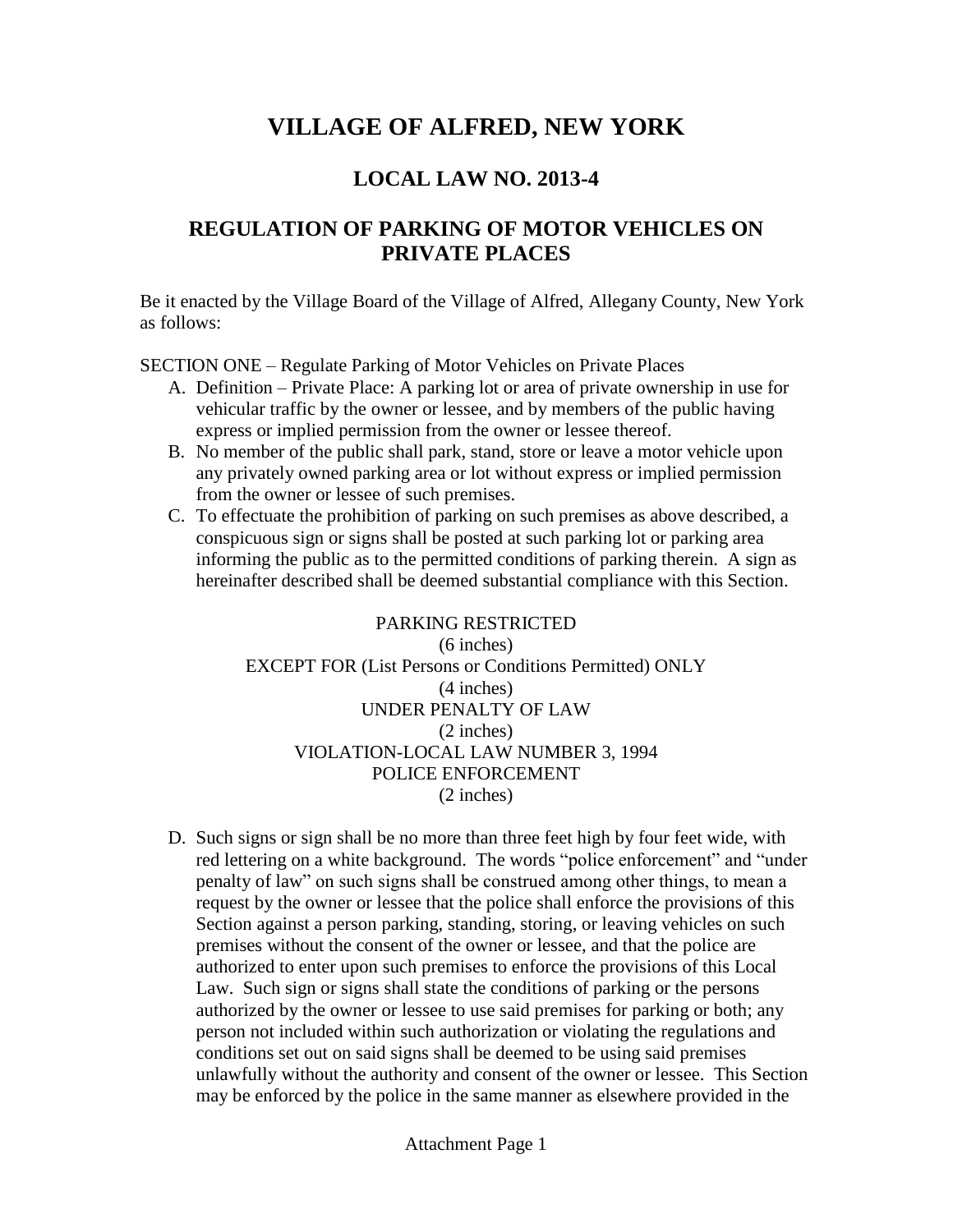# VILLAGE OF ALFRED, NEW YORK

## LOCAL LAW NO. 2013-4

## REGULATION OF PARKING OF MOTOR VEHICLES ON PRIVATE PLACES

Be it enacted by the Village Board of the Village of Alfred, Allegany County, New York as follows:

SECTION ONE – Regulate Parking of Motor Vehicles on Private Places

A. Definition – Private Place: A parking lot or area of private ownership in use for vehicular traffic by the owner or lessee, and by members of the public having express or implied permission from the owner or lessee thereof.
B. No member of the public shall park, stand, store or leave a motor vehicle upon any privately owned parking area or lot without express or implied permission from the owner or lessee of such premises.
C. To effectuate the prohibition of parking on such premises as above described, a conspicuous sign or signs shall be posted at such parking lot or parking area informing the public as to the permitted conditions of parking therein. A sign as hereinafter described shall be deemed substantial compliance with this Section.

PARKING RESTRICTED
(6 inches)
EXCEPT FOR (List Persons or Conditions Permitted) ONLY
(4 inches)
UNDER PENALTY OF LAW
(2 inches)
VIOLATION-LOCAL LAW NUMBER 3, 1994
POLICE ENFORCEMENT
(2 inches)

D. Such signs or sign shall be no more than three feet high by four feet wide, with red lettering on a white background. The words "police enforcement" and "under penalty of law" on such signs shall be construed among other things, to mean a request by the owner or lessee that the police shall enforce the provisions of this Section against a person parking, standing, storing, or leaving vehicles on such premises without the consent of the owner or lessee, and that the police are authorized to enter upon such premises to enforce the provisions of this Local Law. Such sign or signs shall state the conditions of parking or the persons authorized by the owner or lessee to use said premises for parking or both; any person not included within such authorization or violating the regulations and conditions set out on said signs shall be deemed to be using said premises unlawfully without the authority and consent of the owner or lessee. This Section may be enforced by the police in the same manner as elsewhere provided in the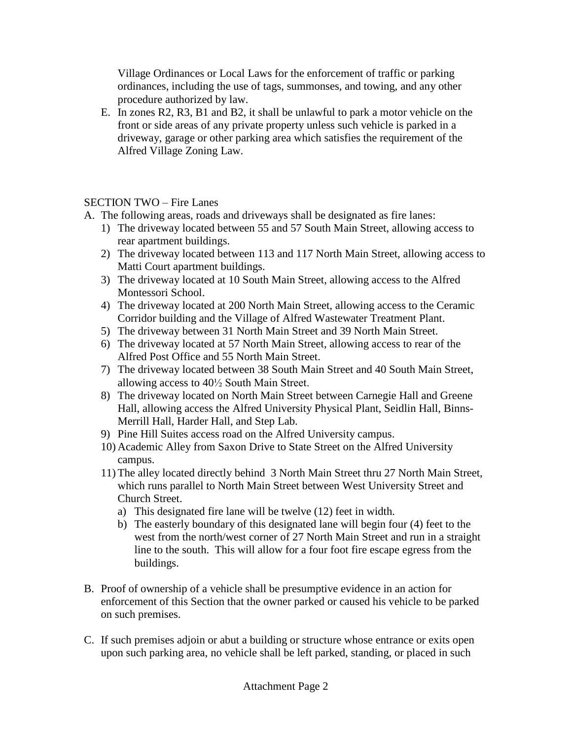Village Ordinances or Local Laws for the enforcement of traffic or parking ordinances, including the use of tags, summonses, and towing, and any other procedure authorized by law.

E. In zones R2, R3, B1 and B2, it shall be unlawful to park a motor vehicle on the front or side areas of any private property unless such vehicle is parked in a driveway, garage or other parking area which satisfies the requirement of the Alfred Village Zoning Law.

SECTION TWO – Fire Lanes

A. The following areas, roads and driveways shall be designated as fire lanes:
   1) The driveway located between 55 and 57 South Main Street, allowing access to rear apartment buildings.
   2) The driveway located between 113 and 117 North Main Street, allowing access to Matti Court apartment buildings.
   3) The driveway located at 10 South Main Street, allowing access to the Alfred Montessori School.
   4) The driveway located at 200 North Main Street, allowing access to the Ceramic Corridor building and the Village of Alfred Wastewater Treatment Plant.
   5) The driveway between 31 North Main Street and 39 North Main Street.
   6) The driveway located at 57 North Main Street, allowing access to rear of the Alfred Post Office and 55 North Main Street.
   7) The driveway located between 38 South Main Street and 40 South Main Street, allowing access to 40½ South Main Street.
   8) The driveway located on North Main Street between Carnegie Hall and Greene Hall, allowing access the Alfred University Physical Plant, Seidlin Hall, Binns-Merrill Hall, Harder Hall, and Step Lab.
   9) Pine Hill Suites access road on the Alfred University campus.
   10) Academic Alley from Saxon Drive to State Street on the Alfred University campus.
   11) The alley located directly behind 3 North Main Street thru 27 North Main Street, which runs parallel to North Main Street between West University Street and Church Street.
       a) This designated fire lane will be twelve (12) feet in width.
       b) The easterly boundary of this designated lane will begin four (4) feet to the west from the north/west corner of 27 North Main Street and run in a straight line to the south. This will allow for a four foot fire escape egress from the buildings.

B. Proof of ownership of a vehicle shall be presumptive evidence in an action for enforcement of this Section that the owner parked or caused his vehicle to be parked on such premises.

C. If such premises adjoin or abut a building or structure whose entrance or exits open upon such parking area, no vehicle shall be left parked, standing, or placed in such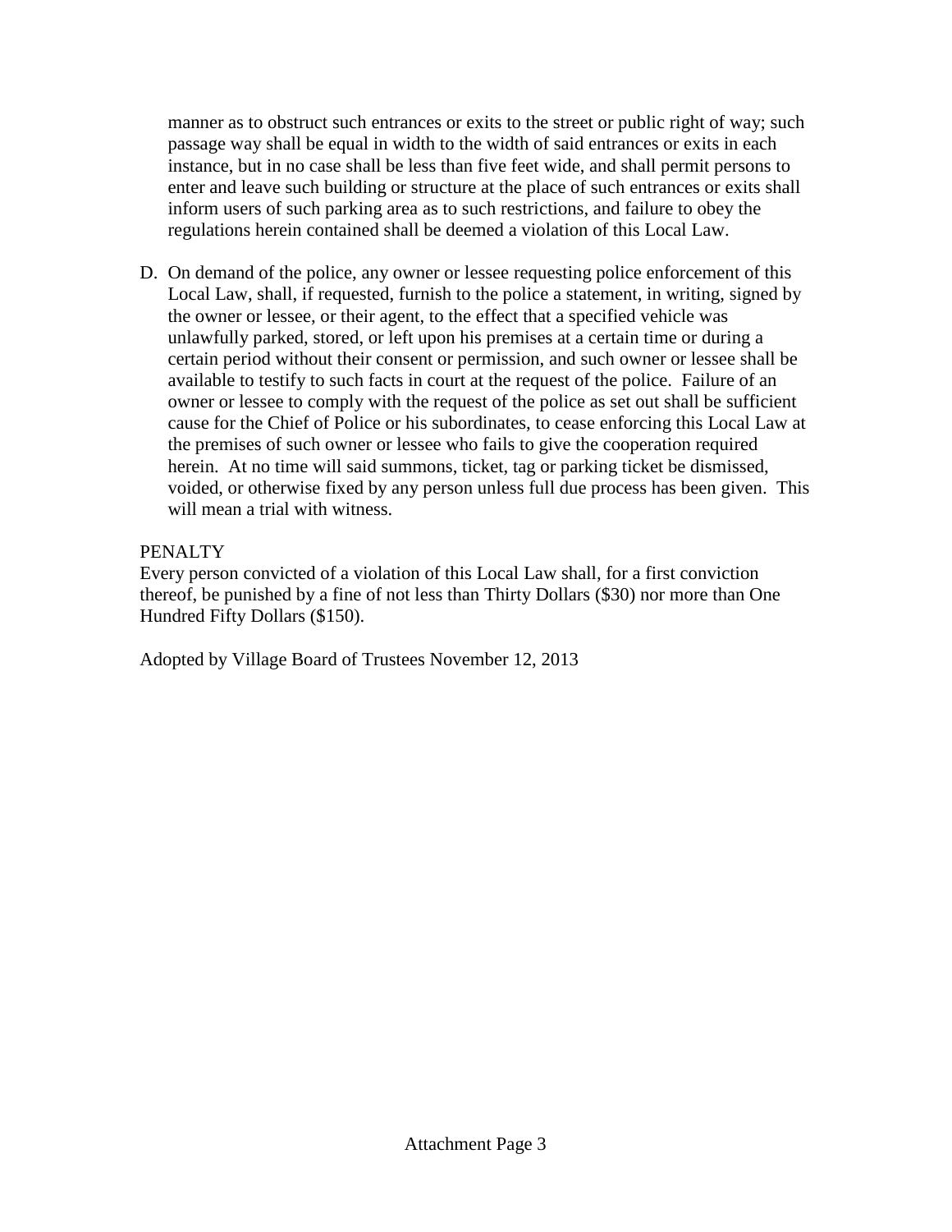manner as to obstruct such entrances or exits to the street or public right of way; such passage way shall be equal in width to the width of said entrances or exits in each instance, but in no case shall be less than five feet wide, and shall permit persons to enter and leave such building or structure at the place of such entrances or exits shall inform users of such parking area as to such restrictions, and failure to obey the regulations herein contained shall be deemed a violation of this Local Law.

D. On demand of the police, any owner or lessee requesting police enforcement of this Local Law, shall, if requested, furnish to the police a statement, in writing, signed by the owner or lessee, or their agent, to the effect that a specified vehicle was unlawfully parked, stored, or left upon his premises at a certain time or during a certain period without their consent or permission, and such owner or lessee shall be available to testify to such facts in court at the request of the police. Failure of an owner or lessee to comply with the request of the police as set out shall be sufficient cause for the Chief of Police or his subordinates, to cease enforcing this Local Law at the premises of such owner or lessee who fails to give the cooperation required herein. At no time will said summons, ticket, tag or parking ticket be dismissed, voided, or otherwise fixed by any person unless full due process has been given. This will mean a trial with witness.

PENALTY

Every person convicted of a violation of this Local Law shall, for a first conviction thereof, be punished by a fine of not less than Thirty Dollars ($30) nor more than One Hundred Fifty Dollars ($150).

Adopted by Village Board of Trustees November 12, 2013